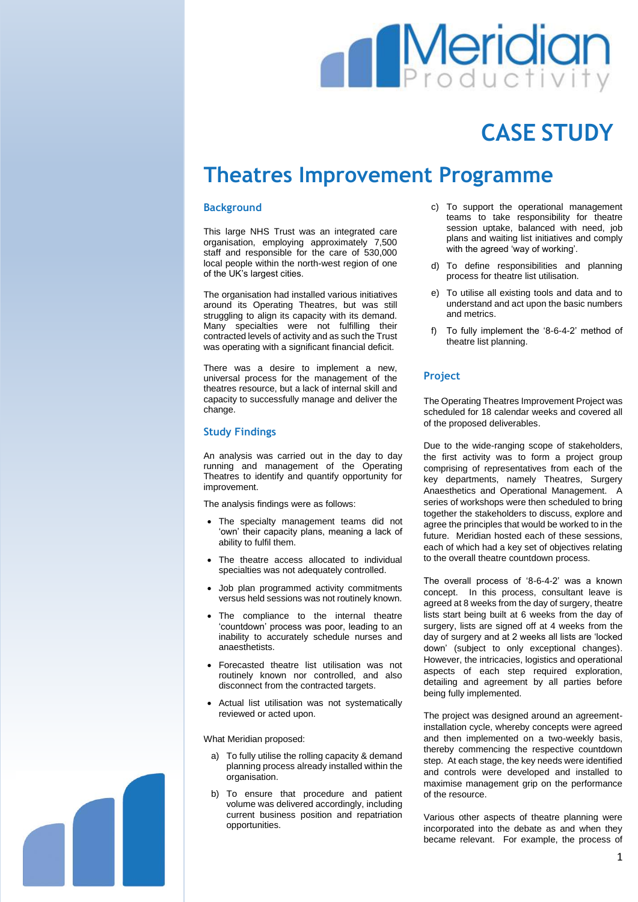# CASE STUDY

# Theatres Improvement Programme

## Background

This large NHS Trust was an integrated care organisation, employing approximately 7,500 staff and responsible for the care of 530,000 local people within the north-west region of one of the UK's largest cities.

The organisation had installed various initiatives around its Operating Theatres, but was still struggling to align its capacity with its demand. Many specialties were not fulfilling their contracted levels of activity and as such the Trust was operating with a significant financial deficit.

There was a desire to implement a new, universal process for the management of the theatres resource, but a lack of internal skill and capacity to successfully manage and deliver the change.

## Study Findings

An analysis was carried out in the day to day running and management of the Operating Theatres to identify and quantify opportunity for improvement.

The analysis findings were as follows:

- The specialty management teams did not 'own' their capacity plans, meaning a lack of ability to fulfil them.
- The theatre access allocated to individual specialties was not adequately controlled.
- Job plan programmed activity commitments versus held sessions was not routinely known.
- The compliance to the internal theatre 'countdown' process was poor, leading to an inability to accurately schedule nurses and anaesthetists.
- Forecasted theatre list utilisation was not routinely known nor controlled, and also disconnect from the contracted targets.
- Actual list utilisation was not systematically reviewed or acted upon.

What Meridian proposed:

a) To fully utilise the rolling capacity & demand planning process already installed within the organisation.

b) To ensure that procedure and patient volume was delivered accordingly, including current business position and repatriation opportunities.

c) To support the operational management teams to take responsibility for theatre session uptake, balanced with need, job plans and waiting list initiatives and comply with the agreed 'way of working'.

d) To define responsibilities and planning process for theatre list utilisation.

e) To utilise all existing tools and data and to understand and act upon the basic numbers and metrics.

f) To fully implement the '8-6-4-2' method of theatre list planning.

## Project

The Operating Theatres Improvement Project was scheduled for 18 calendar weeks and covered all of the proposed deliverables.

Due to the wide-ranging scope of stakeholders, the first activity was to form a project group comprising of representatives from each of the key departments, namely Theatres, Surgery Anaesthetics and Operational Management. A series of workshops were then scheduled to bring together the stakeholders to discuss, explore and agree the principles that would be worked to in the future. Meridian hosted each of these sessions, each of which had a key set of objectives relating to the overall theatre countdown process.

The overall process of '8-6-4-2' was a known concept. In this process, consultant leave is agreed at 8 weeks from the day of surgery, theatre lists start being built at 6 weeks from the day of surgery, lists are signed off at 4 weeks from the day of surgery and at 2 weeks all lists are 'locked down' (subject to only exceptional changes). However, the intricacies, logistics and operational aspects of each step required exploration, detailing and agreement by all parties before being fully implemented.

The project was designed around an agreement-installation cycle, whereby concepts were agreed and then implemented on a two-weekly basis, thereby commencing the respective countdown step. At each stage, the key needs were identified and controls were developed and installed to maximise management grip on the performance of the resource.

Various other aspects of theatre planning were incorporated into the debate as and when they became relevant. For example, the process of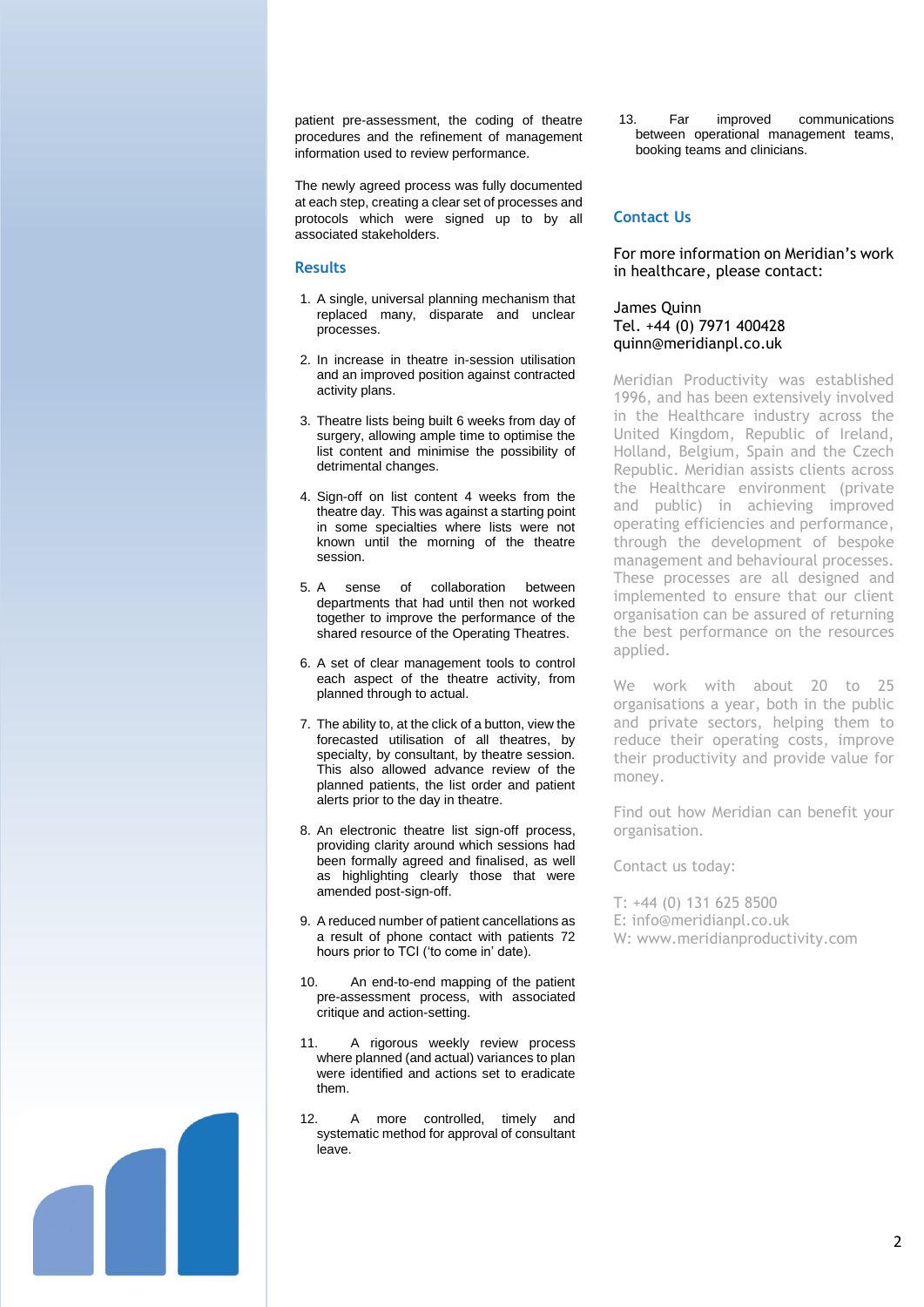patient pre-assessment, the coding of theatre procedures and the refinement of management information used to review performance.

The newly agreed process was fully documented at each step, creating a clear set of processes and protocols which were signed up to by all associated stakeholders.

## Results

1. A single, universal planning mechanism that replaced many, disparate and unclear processes.

2. In increase in theatre in-session utilisation and an improved position against contracted activity plans.

3. Theatre lists being built 6 weeks from day of surgery, allowing ample time to optimise the list content and minimise the possibility of detrimental changes.

4. Sign-off on list content 4 weeks from the theatre day. This was against a starting point in some specialties where lists were not known until the morning of the theatre session.

5. A sense of collaboration between departments that had until then not worked together to improve the performance of the shared resource of the Operating Theatres.

6. A set of clear management tools to control each aspect of the theatre activity, from planned through to actual.

7. The ability to, at the click of a button, view the forecasted utilisation of all theatres, by specialty, by consultant, by theatre session. This also allowed advance review of the planned patients, the list order and patient alerts prior to the day in theatre.

8. An electronic theatre list sign-off process, providing clarity around which sessions had been formally agreed and finalised, as well as highlighting clearly those that were amended post-sign-off.

9. A reduced number of patient cancellations as a result of phone contact with patients 72 hours prior to TCI ('to come in' date).

10. An end-to-end mapping of the patient pre-assessment process, with associated critique and action-setting.

11. A rigorous weekly review process where planned (and actual) variances to plan were identified and actions set to eradicate them.

12. A more controlled, timely and systematic method for approval of consultant leave.

13. Far improved communications between operational management teams, booking teams and clinicians.

## Contact Us

For more information on Meridian's work in healthcare, please contact:

James Quinn
Tel. +44 (0) 7971 400428
quinn@meridianpl.co.uk

Meridian Productivity was established 1996, and has been extensively involved in the Healthcare industry across the United Kingdom, Republic of Ireland, Holland, Belgium, Spain and the Czech Republic. Meridian assists clients across the Healthcare environment (private and public) in achieving improved operating efficiencies and performance, through the development of bespoke management and behavioural processes. These processes are all designed and implemented to ensure that our client organisation can be assured of returning the best performance on the resources applied.

We work with about 20 to 25 organisations a year, both in the public and private sectors, helping them to reduce their operating costs, improve their productivity and provide value for money.

Find out how Meridian can benefit your organisation.

Contact us today:

T: +44 (0) 131 625 8500
E: info@meridianpl.co.uk
W: www.meridianproductivity.com